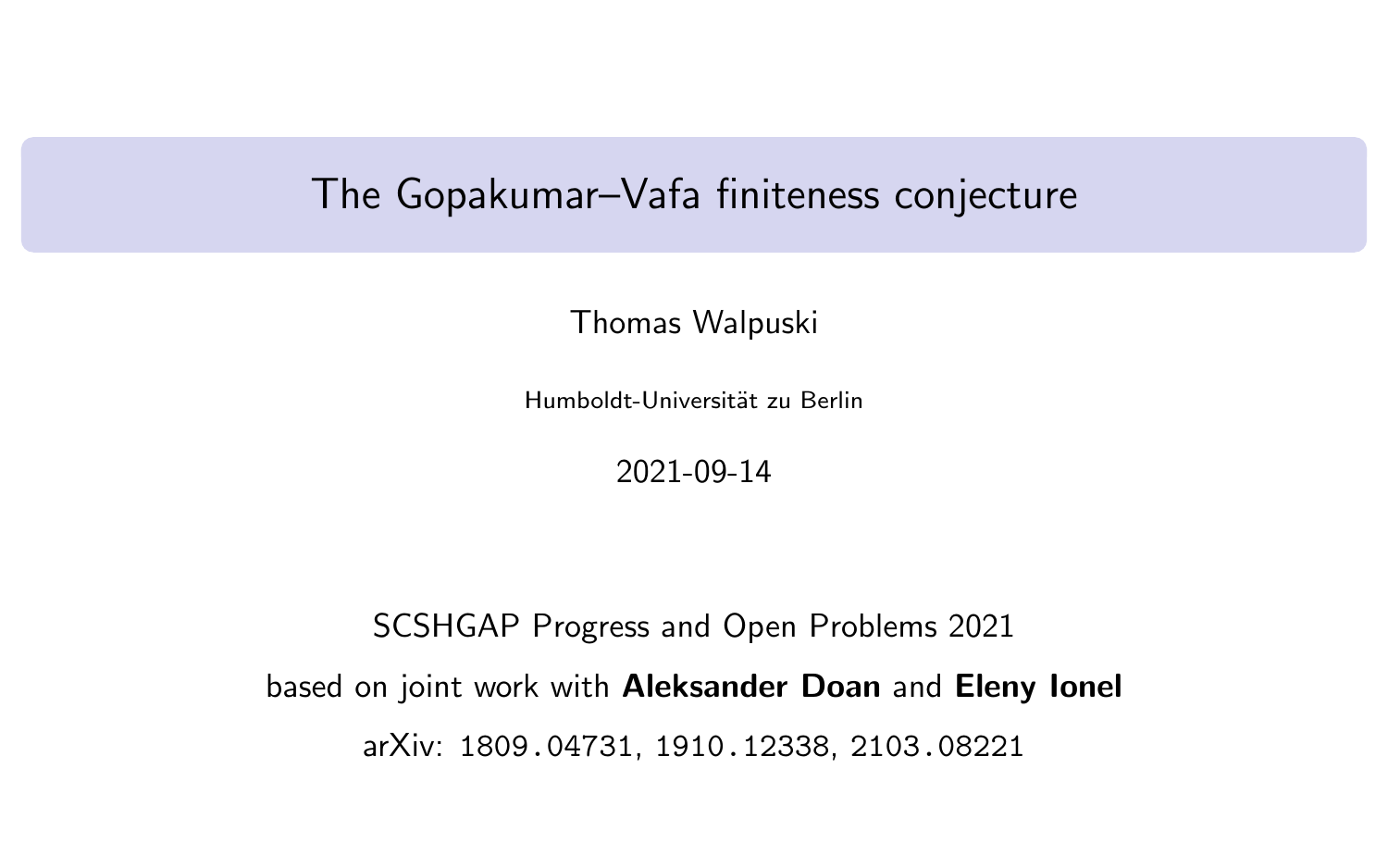# The Gopakumar–Vafa finiteness conjecture

Thomas Walpuski

Humboldt-Universität zu Berlin

2021-09-14

SCSHGAP Progress and Open Problems 2021

based on joint work with **Aleksander Doan** and **Eleny Ionel**

arXiv: 1809.04731, 1910.12338, 2103.08221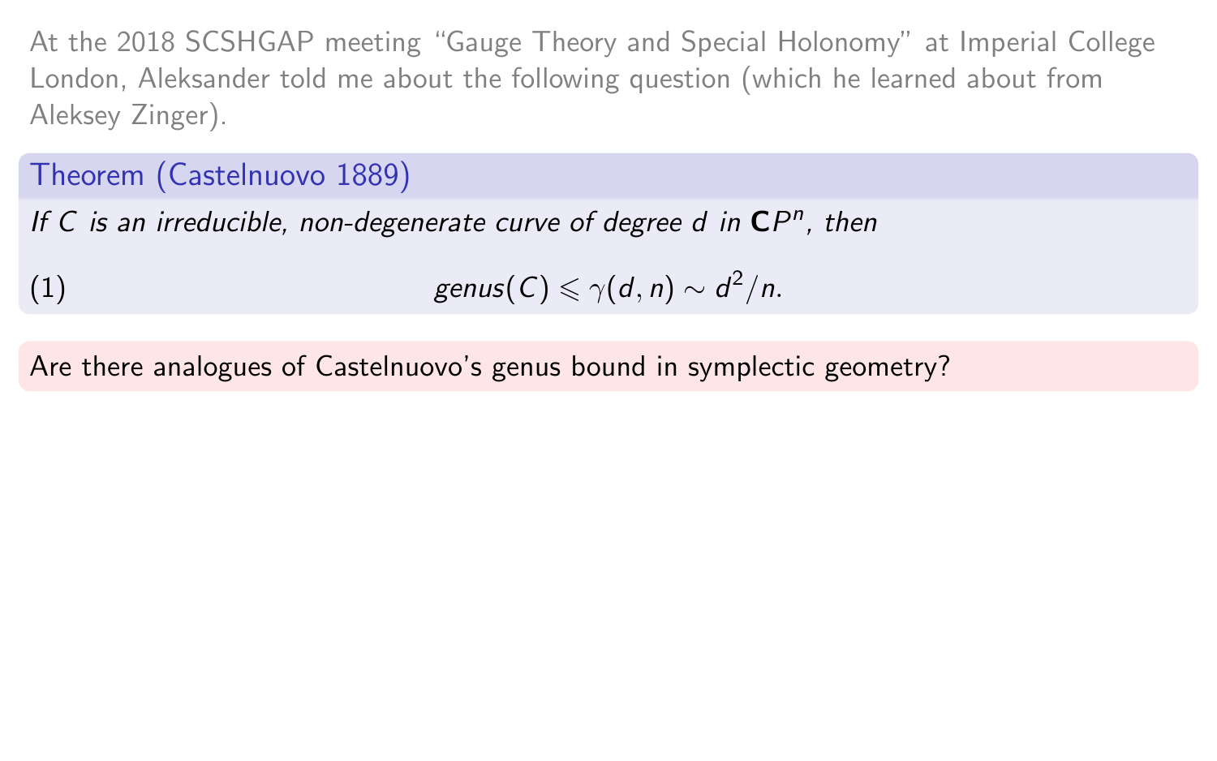At the 2018 SCSHGAP meeting "Gauge Theory and Special Holonomy" at Imperial College London, Aleksander told me about the following question (which he learned about from Aleksey Zinger).

**Theorem (Castelnuovo 1889)**

*If $C$ is an irreducible, non-degenerate curve of degree $d$ in $\mathbf{C}P^n$, then*

$$\text{genus}(C) \leqslant \gamma(d, n) \sim d^2/n. \tag{1}$$

Are there analogues of Castelnuovo's genus bound in symplectic geometry?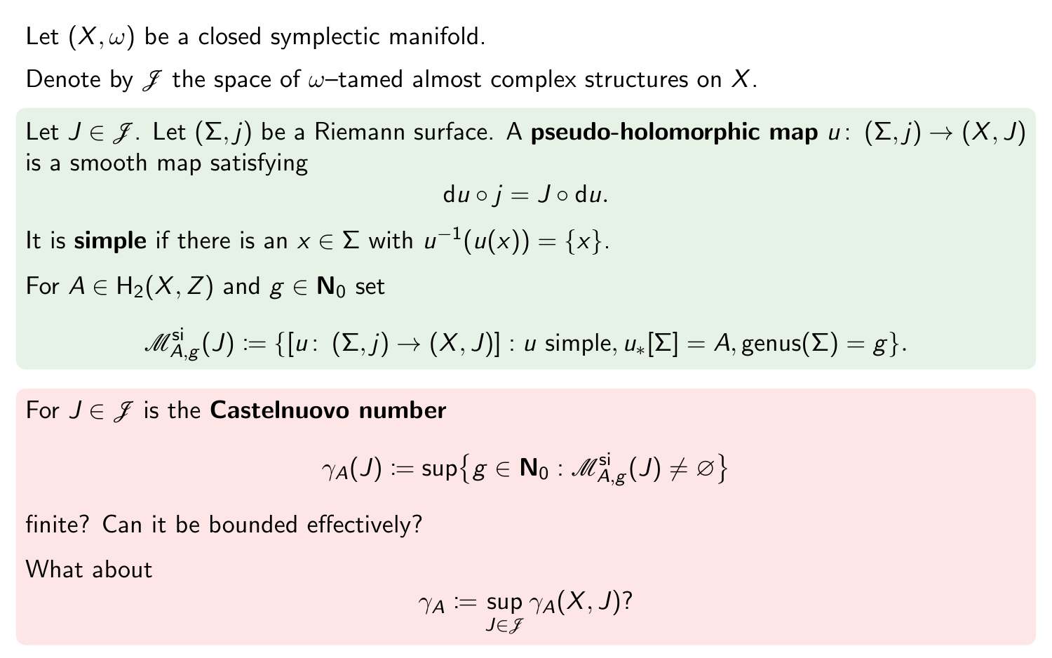Let $(X, \omega)$ be a closed symplectic manifold.

Denote by $\mathscr{J}$ the space of $\omega$–tamed almost complex structures on $X$.

Let $J \in \mathscr{J}$. Let $(\Sigma, j)$ be a Riemann surface. A **pseudo-holomorphic map** $u\colon (\Sigma, j) \to (X, J)$ is a smooth map satisfying

$$\mathrm{d}u \circ j = J \circ \mathrm{d}u.$$

It is **simple** if there is an $x \in \Sigma$ with $u^{-1}(u(x)) = \{x\}$.

For $A \in \mathrm{H}_2(X, Z)$ and $g \in \mathbf{N}_0$ set

$$\mathscr{M}^{\mathrm{si}}_{A,g}(J) := \{[u\colon (\Sigma, j) \to (X, J)] : u \text{ simple}, u_*[\Sigma] = A, \mathrm{genus}(\Sigma) = g\}.$$

For $J \in \mathscr{J}$ is the **Castelnuovo number**

$$\gamma_A(J) := \sup\{g \in \mathbf{N}_0 : \mathscr{M}^{\mathrm{si}}_{A,g}(J) \neq \varnothing\}$$

finite? Can it be bounded effectively?

What about

$$\gamma_A := \sup_{J \in \mathscr{J}} \gamma_A(X, J)?$$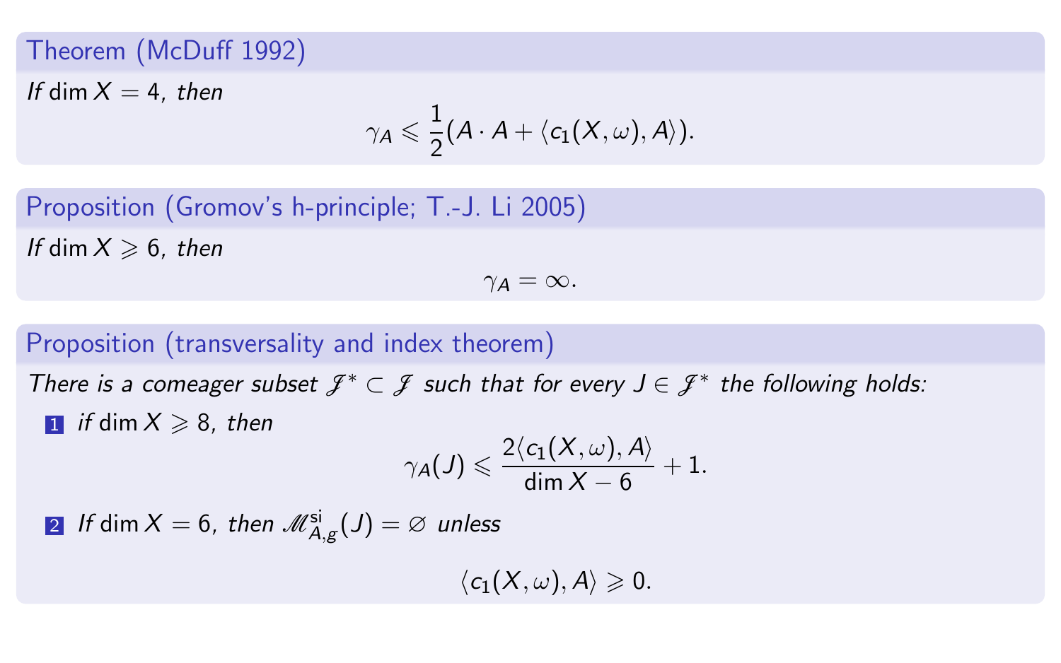**Theorem (McDuff 1992)**

*If* $\dim X = 4$, *then*

$$\gamma_A \leqslant \frac{1}{2}(A \cdot A + \langle c_1(X,\omega), A\rangle).$$

**Proposition (Gromov's h-principle; T.-J. Li 2005)**

*If* $\dim X \geqslant 6$, *then*

$$\gamma_A = \infty.$$

**Proposition (transversality and index theorem)**

*There is a comeager subset* $\mathscr{J}^* \subset \mathscr{J}$ *such that for every* $J \in \mathscr{J}^*$ *the following holds:*

1. *if* $\dim X \geqslant 8$, *then*

$$\gamma_A(J) \leqslant \frac{2\langle c_1(X,\omega), A\rangle}{\dim X - 6} + 1.$$

2. *If* $\dim X = 6$, *then* $\mathscr{M}^{\mathrm{si}}_{A,g}(J) = \varnothing$ *unless*

$$\langle c_1(X,\omega), A\rangle \geqslant 0.$$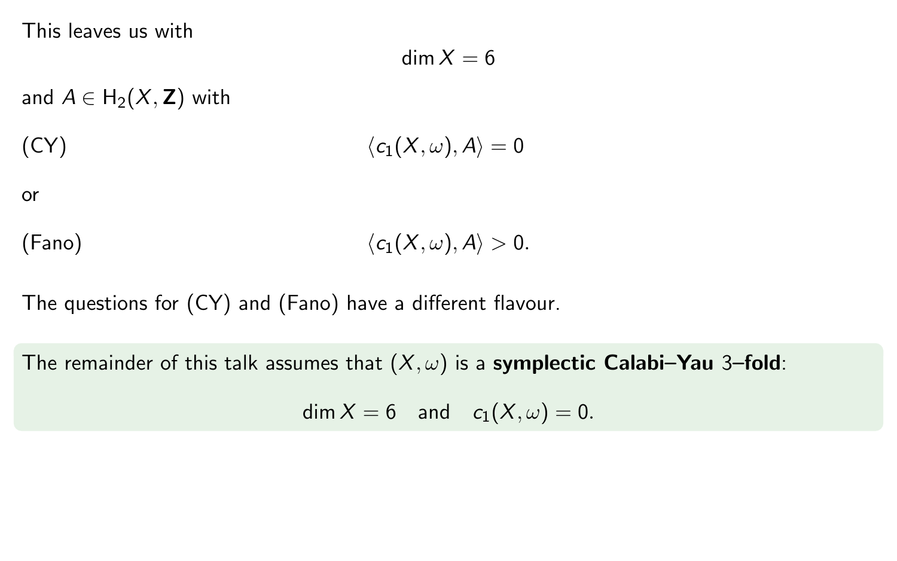This leaves us with

$$\dim X = 6$$

and $A \in \mathrm{H}_2(X, \mathbf{Z})$ with

(CY)
$$\langle c_1(X,\omega), A \rangle = 0$$

or

(Fano)
$$\langle c_1(X,\omega), A \rangle > 0.$$

The questions for (CY) and (Fano) have a different flavour.

The remainder of this talk assumes that $(X, \omega)$ is a **symplectic Calabi–Yau** 3**–fold**:

$$\dim X = 6 \quad \text{and} \quad c_1(X,\omega) = 0.$$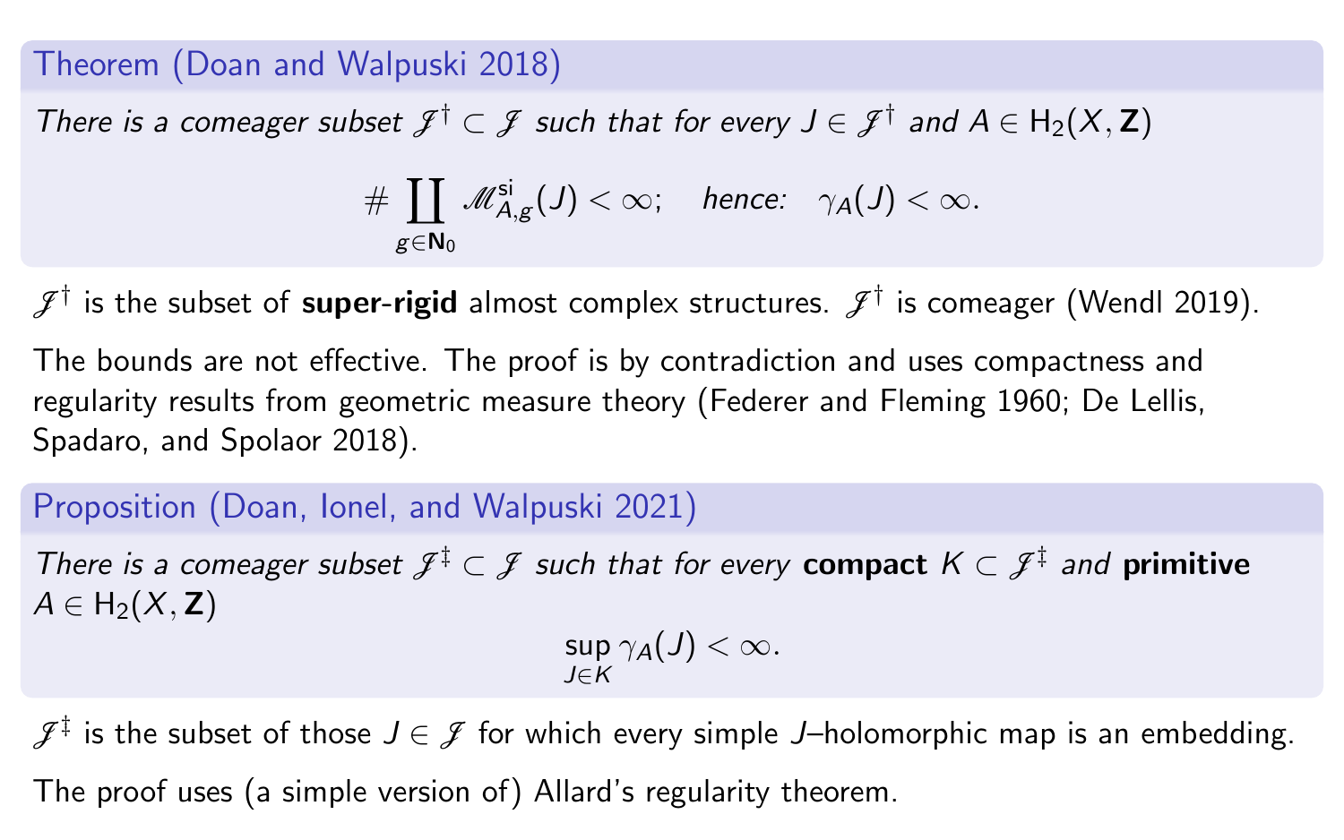**Theorem (Doan and Walpuski 2018)**

*There is a comeager subset $\mathscr{J}^\dagger \subset \mathscr{J}$ such that for every $J \in \mathscr{J}^\dagger$ and $A \in \mathrm{H}_2(X, \mathbf{Z})$*

$$\# \coprod_{g \in \mathbf{N}_0} \mathscr{M}^{\mathrm{si}}_{A,g}(J) < \infty; \quad \textit{hence:} \quad \gamma_A(J) < \infty.$$

$\mathscr{J}^\dagger$ is the subset of **super-rigid** almost complex structures. $\mathscr{J}^\dagger$ is comeager (Wendl 2019).

The bounds are not effective. The proof is by contradiction and uses compactness and regularity results from geometric measure theory (Federer and Fleming 1960; De Lellis, Spadaro, and Spolaor 2018).

**Proposition (Doan, Ionel, and Walpuski 2021)**

*There is a comeager subset $\mathscr{J}^\ddagger \subset \mathscr{J}$ such that for every* **compact** *$K \subset \mathscr{J}^\ddagger$ and* **primitive** *$A \in \mathrm{H}_2(X, \mathbf{Z})$*

$$\sup_{J \in K} \gamma_A(J) < \infty.$$

$\mathscr{J}^\ddagger$ is the subset of those $J \in \mathscr{J}$ for which every simple $J$–holomorphic map is an embedding.

The proof uses (a simple version of) Allard's regularity theorem.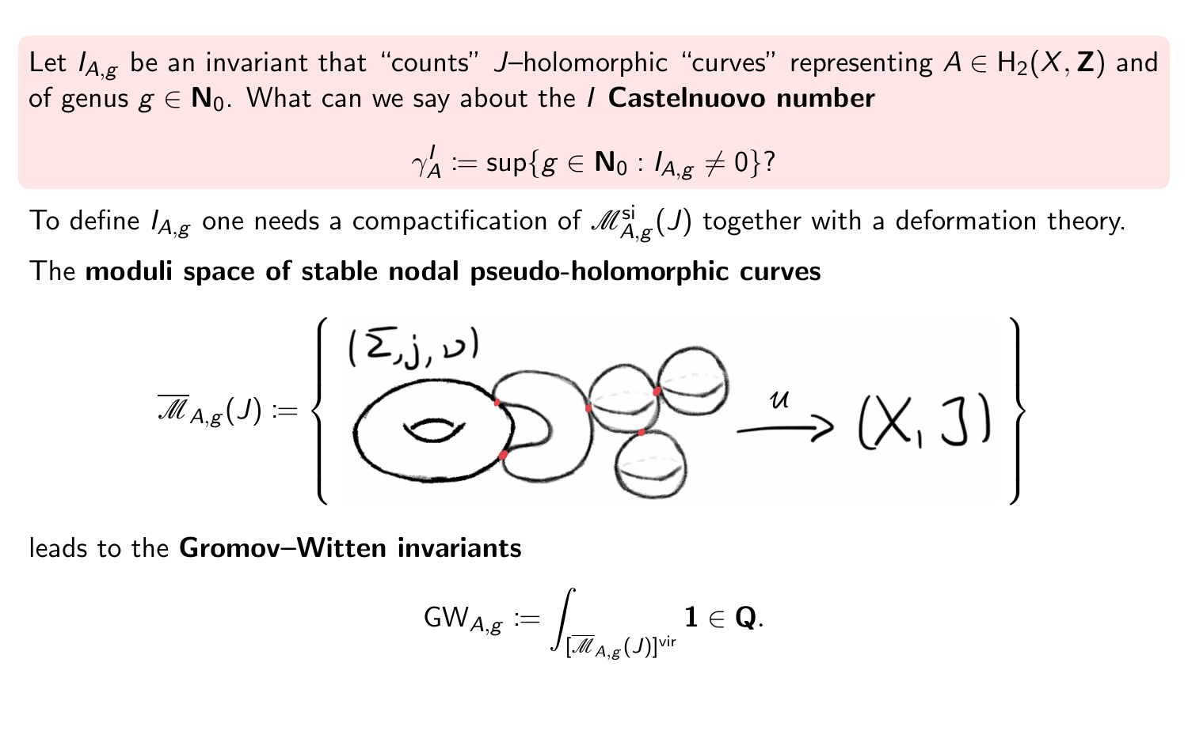Let $I_{A,g}$ be an invariant that "counts" $J$–holomorphic "curves" representing $A \in \mathrm{H}_2(X, \mathbf{Z})$ and of genus $g \in \mathbf{N}_0$. What can we say about the $I$ **Castelnuovo number**

$$\gamma_A^I := \sup\{g \in \mathbf{N}_0 : I_{A,g} \neq 0\}?$$

To define $I_{A,g}$ one needs a compactification of $\mathscr{M}^{\mathrm{si}}_{A,g}(J)$ together with a deformation theory.

The **moduli space of stable nodal pseudo-holomorphic curves**

$$\overline{\mathscr{M}}_{A,g}(J) := \left\{ (\Sigma, j, \nu) \xrightarrow{u} (X, J) \right\}$$

leads to the **Gromov–Witten invariants**

$$\mathrm{GW}_{A,g} := \int_{[\overline{\mathscr{M}}_{A,g}(J)]^{\mathrm{vir}}} \mathbf{1} \in \mathbf{Q}.$$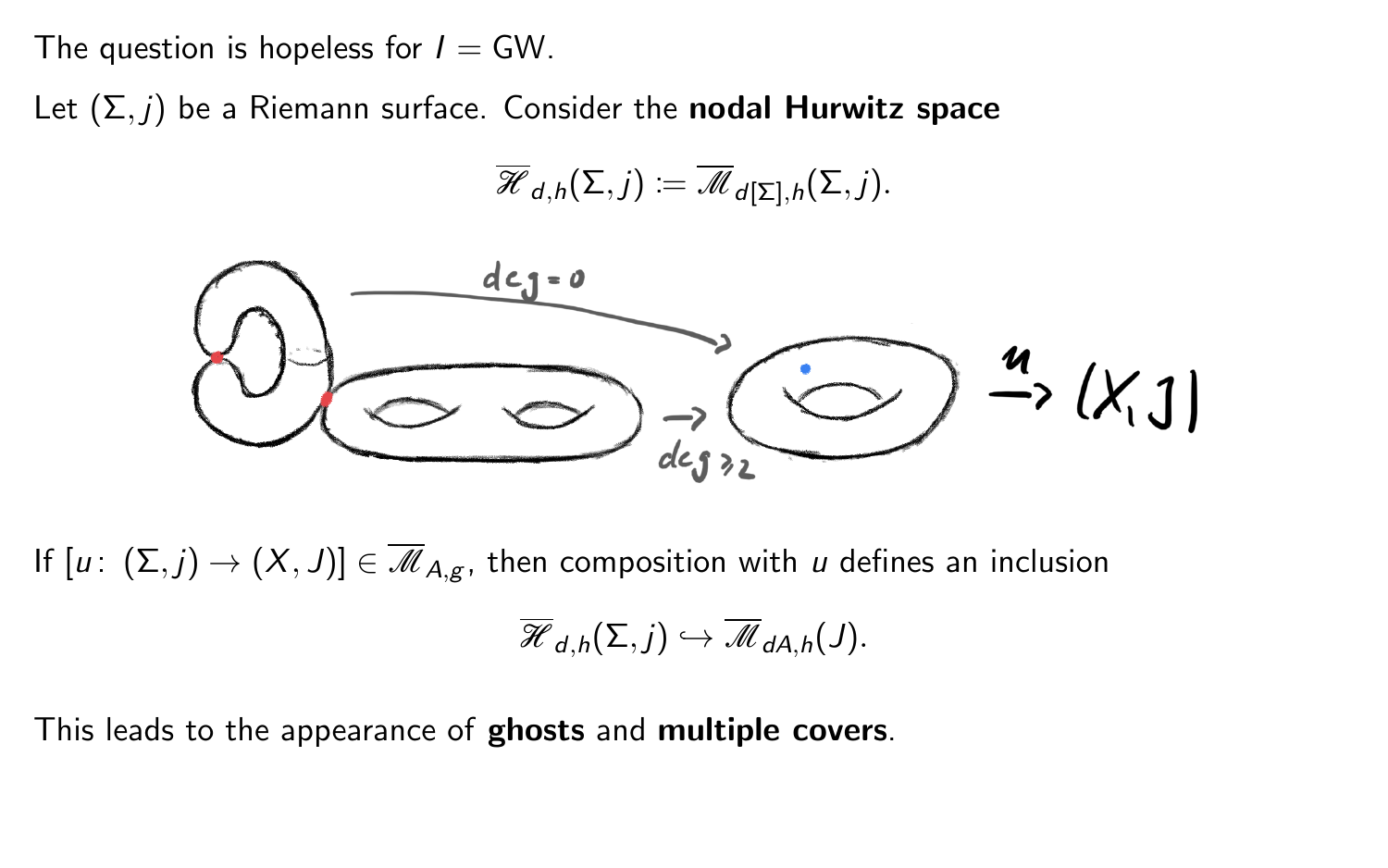The question is hopeless for $I = \mathrm{GW}$.

Let $(\Sigma, j)$ be a Riemann surface. Consider the **nodal Hurwitz space**

$$\overline{\mathscr{H}}_{d,h}(\Sigma, j) := \overline{\mathscr{M}}_{d[\Sigma],h}(\Sigma, j).$$

If $[u\colon (\Sigma, j) \to (X, J)] \in \overline{\mathscr{M}}_{A,g}$, then composition with $u$ defines an inclusion

$$\overline{\mathscr{H}}_{d,h}(\Sigma, j) \hookrightarrow \overline{\mathscr{M}}_{dA,h}(J).$$

This leads to the appearance of **ghosts** and **multiple covers**.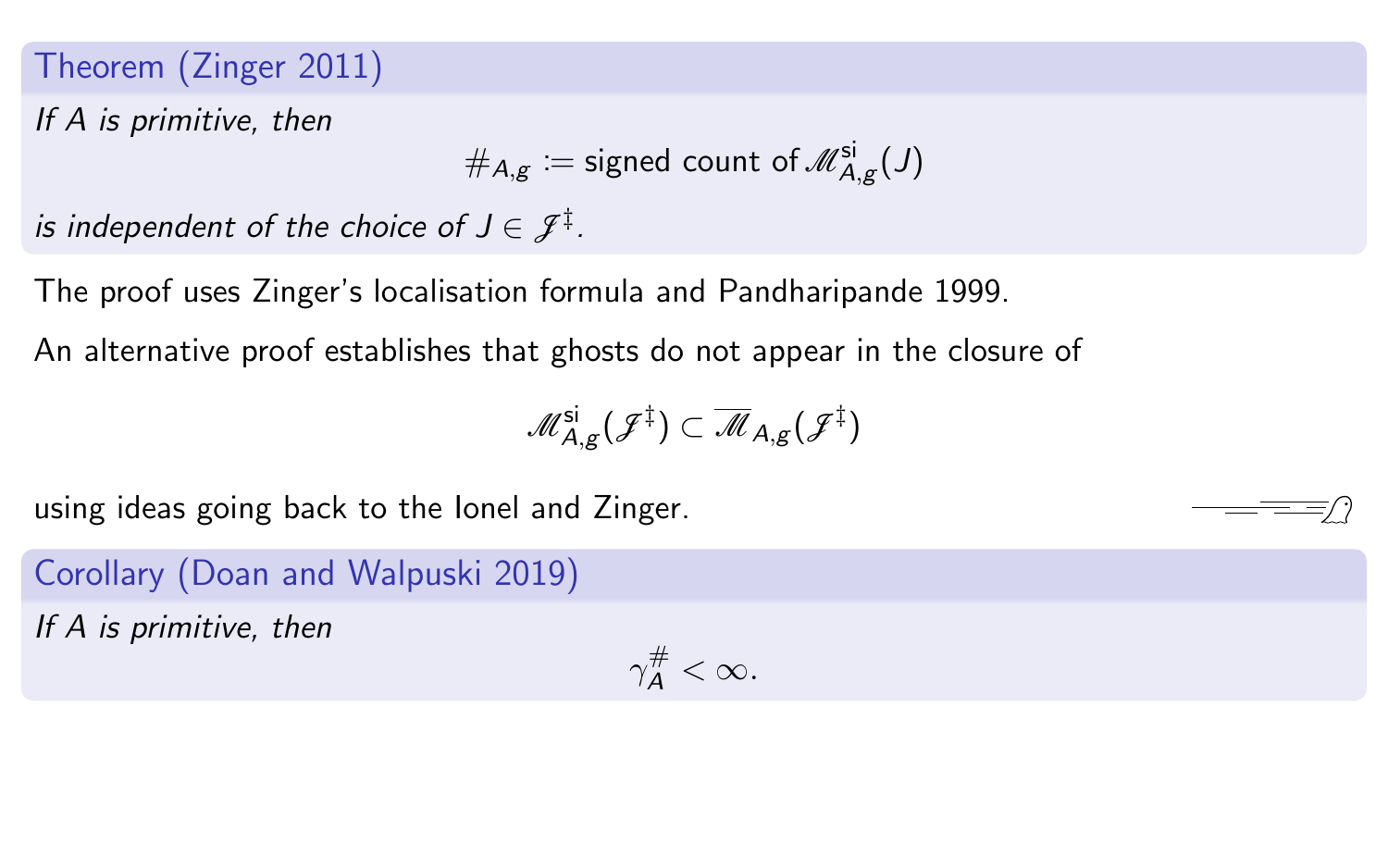**Theorem (Zinger 2011)**

*If $A$ is primitive, then*

$$\#_{A,g} := \text{signed count of } \mathscr{M}^{\mathrm{si}}_{A,g}(J)$$

*is independent of the choice of $J \in \mathscr{J}^{\ddagger}$.*

The proof uses Zinger's localisation formula and Pandharipande 1999.

An alternative proof establishes that ghosts do not appear in the closure of

$$\mathscr{M}^{\mathrm{si}}_{A,g}(\mathscr{J}^{\ddagger}) \subset \overline{\mathscr{M}}_{A,g}(\mathscr{J}^{\ddagger})$$

using ideas going back to the Ionel and Zinger.

**Corollary (Doan and Walpuski 2019)**

*If $A$ is primitive, then*

$$\gamma^{\#}_{A} < \infty.$$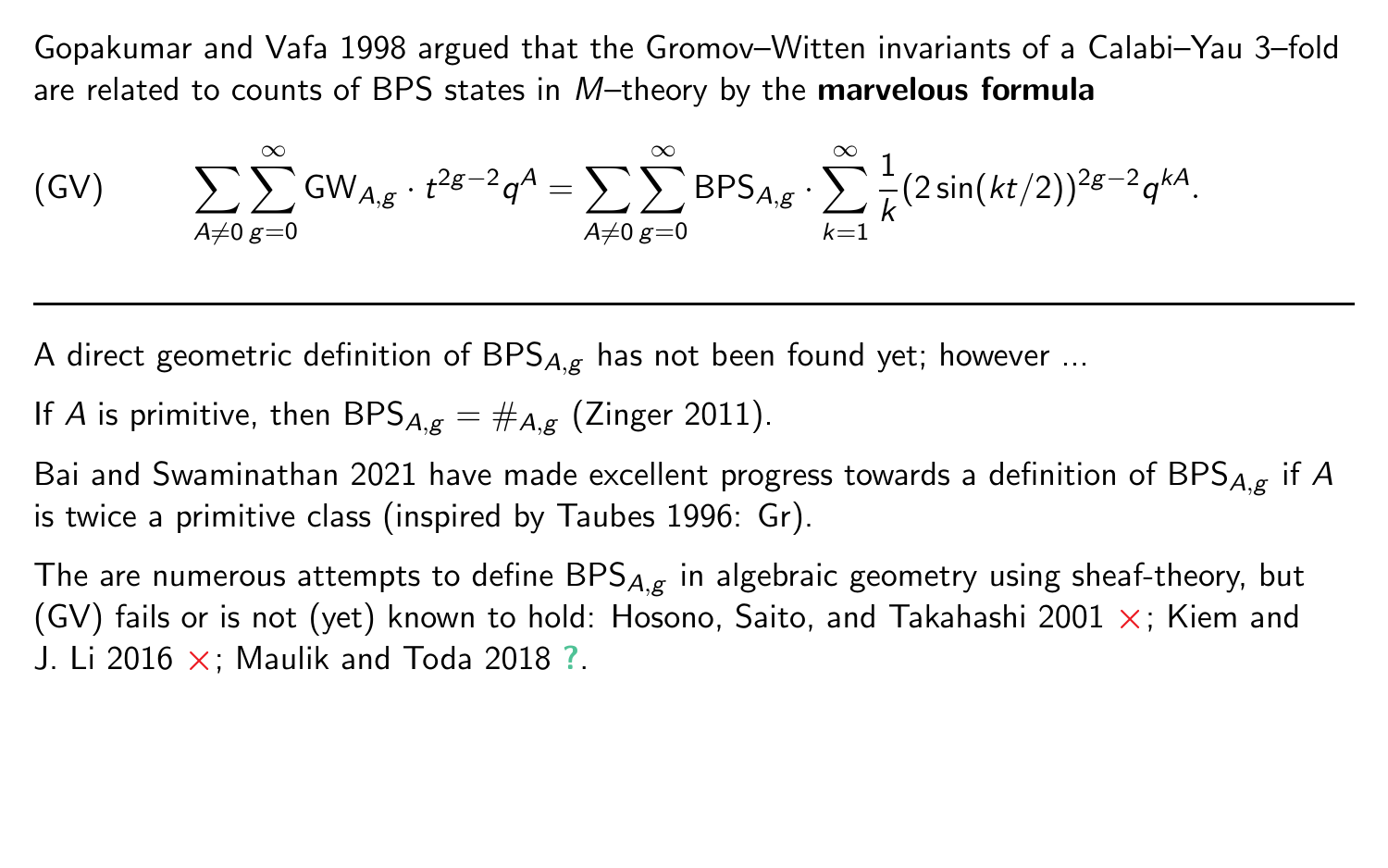Gopakumar and Vafa 1998 argued that the Gromov–Witten invariants of a Calabi–Yau 3–fold are related to counts of BPS states in $M$–theory by the **marvelous formula**

$$(\mathrm{GV}) \qquad \sum_{A \neq 0} \sum_{g=0}^{\infty} \mathrm{GW}_{A,g} \cdot t^{2g-2} q^{A} = \sum_{A \neq 0} \sum_{g=0}^{\infty} \mathrm{BPS}_{A,g} \cdot \sum_{k=1}^{\infty} \frac{1}{k} (2 \sin(kt/2))^{2g-2} q^{kA}.$$

---

A direct geometric definition of $\mathrm{BPS}_{A,g}$ has not been found yet; however ...

If $A$ is primitive, then $\mathrm{BPS}_{A,g} = \#_{A,g}$ (Zinger 2011).

Bai and Swaminathan 2021 have made excellent progress towards a definition of $\mathrm{BPS}_{A,g}$ if $A$ is twice a primitive class (inspired by Taubes 1996: Gr).

The are numerous attempts to define $\mathrm{BPS}_{A,g}$ in algebraic geometry using sheaf-theory, but (GV) fails or is not (yet) known to hold: Hosono, Saito, and Takahashi 2001 ×; Kiem and J. Li 2016 ×; Maulik and Toda 2018 **?**.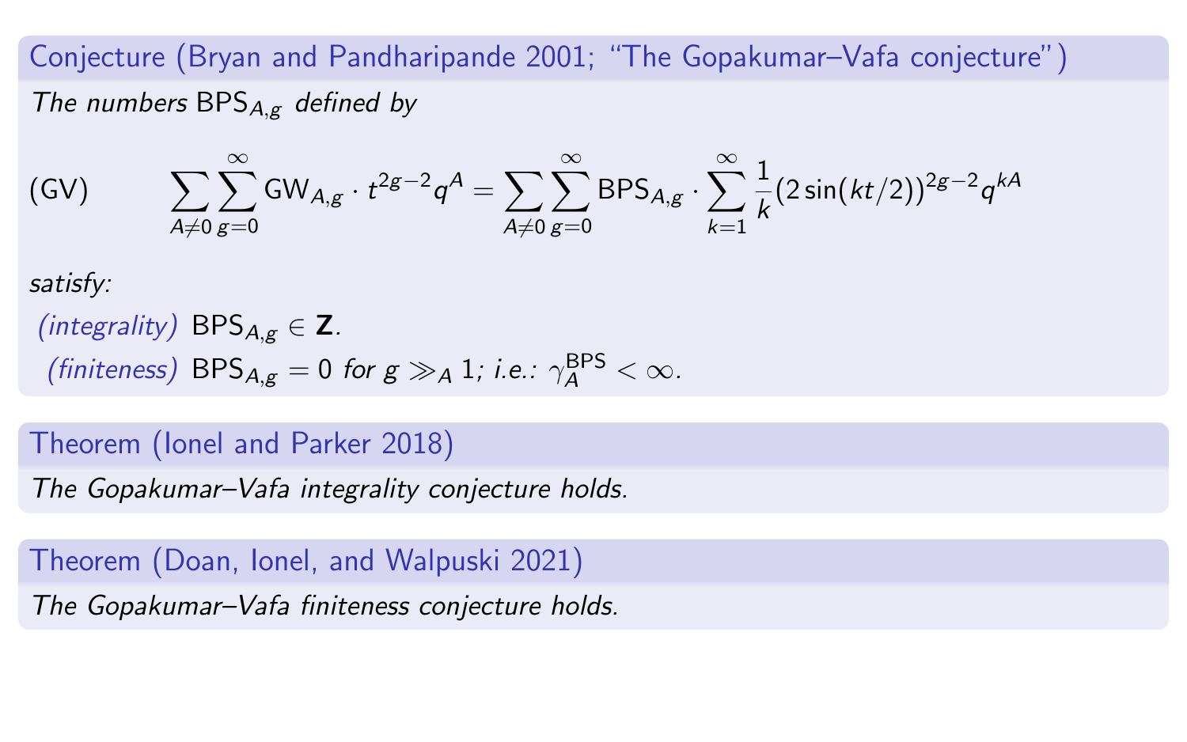**Conjecture (Bryan and Pandharipande 2001; "The Gopakumar–Vafa conjecture")**

*The numbers* $\mathrm{BPS}_{A,g}$ *defined by*

$$\text{(GV)} \qquad \sum_{A \neq 0} \sum_{g=0}^{\infty} \mathrm{GW}_{A,g} \cdot t^{2g-2} q^A = \sum_{A \neq 0} \sum_{g=0}^{\infty} \mathrm{BPS}_{A,g} \cdot \sum_{k=1}^{\infty} \frac{1}{k} (2 \sin(kt/2))^{2g-2} q^{kA}$$

*satisfy:*

- *(integrality)* $\mathrm{BPS}_{A,g} \in \mathbf{Z}$.
- *(finiteness)* $\mathrm{BPS}_{A,g} = 0$ *for* $g \gg_A 1$*; i.e.:* $\gamma_A^{\mathrm{BPS}} < \infty$.

**Theorem (Ionel and Parker 2018)**

*The Gopakumar–Vafa integrality conjecture holds.*

**Theorem (Doan, Ionel, and Walpuski 2021)**

*The Gopakumar–Vafa finiteness conjecture holds.*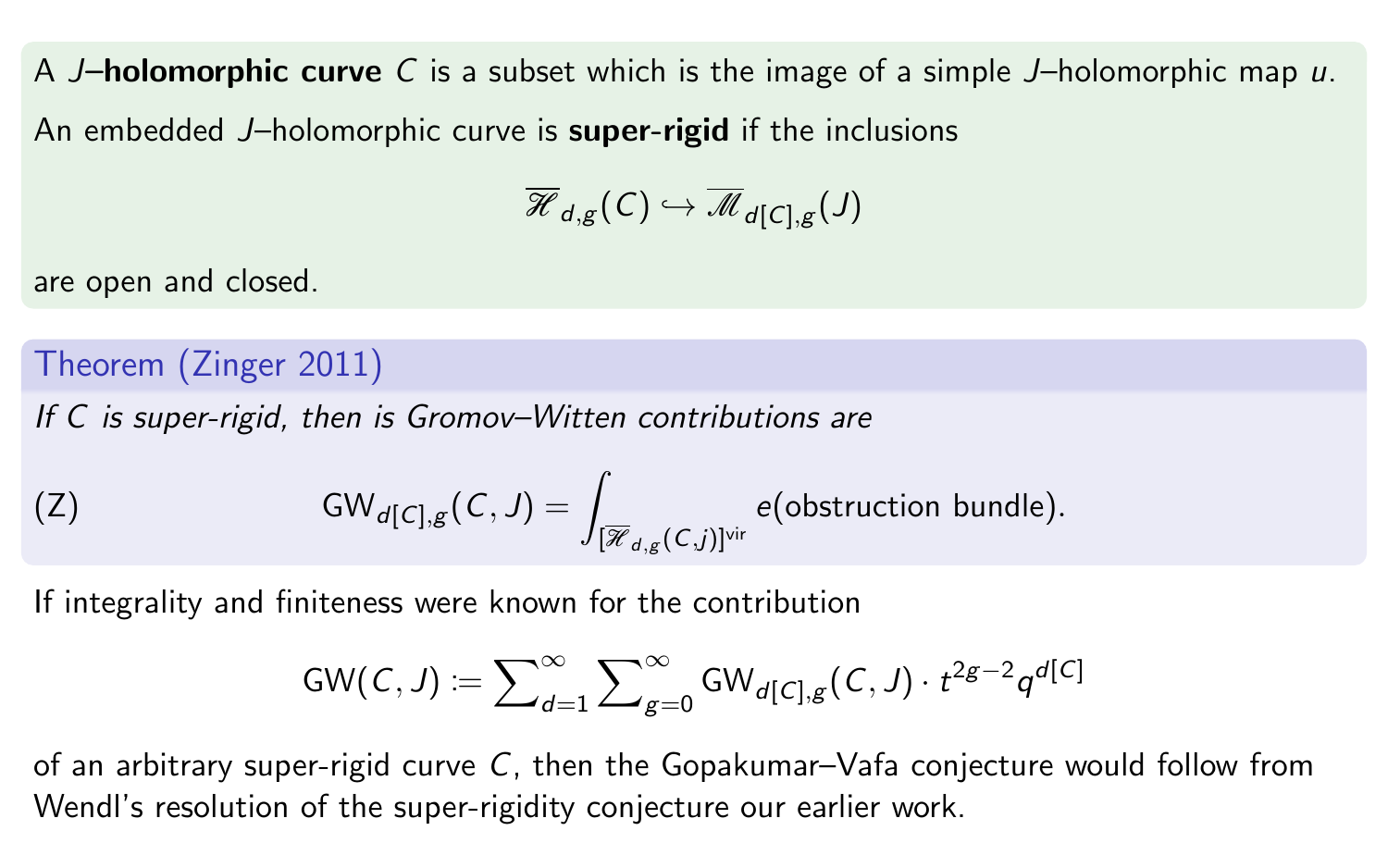A $J$–**holomorphic curve** $C$ is a subset which is the image of a simple $J$–holomorphic map $u$.

An embedded $J$–holomorphic curve is **super-rigid** if the inclusions

$$\overline{\mathscr{H}}_{d,g}(C) \hookrightarrow \overline{\mathscr{M}}_{d[C],g}(J)$$

are open and closed.

**Theorem (Zinger 2011)**

*If $C$ is super-rigid, then is Gromov–Witten contributions are*

$$\text{(Z)} \qquad \mathrm{GW}_{d[C],g}(C,J) = \int_{[\overline{\mathscr{H}}_{d,g}(C,j)]^{\mathrm{vir}}} e(\text{obstruction bundle}).$$

If integrality and finiteness were known for the contribution

$$\mathrm{GW}(C,J) := \sum_{d=1}^{\infty} \sum_{g=0}^{\infty} \mathrm{GW}_{d[C],g}(C,J) \cdot t^{2g-2} q^{d[C]}$$

of an arbitrary super-rigid curve $C$, then the Gopakumar–Vafa conjecture would follow from Wendl's resolution of the super-rigidity conjecture our earlier work.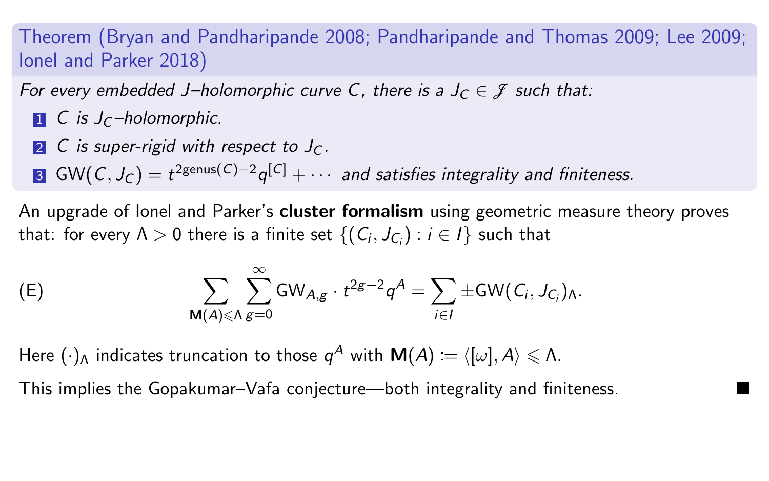**Theorem (Bryan and Pandharipande 2008; Pandharipande and Thomas 2009; Lee 2009; Ionel and Parker 2018)**

*For every embedded $J$–holomorphic curve $C$, there is a $J_C \in \mathscr{J}$ such that:*

1. *$C$ is $J_C$–holomorphic.*
2. *$C$ is super-rigid with respect to $J_C$.*
3. $\mathrm{GW}(C, J_C) = t^{2\mathrm{genus}(C)-2} q^{[C]} + \cdots$ *and satisfies integrality and finiteness.*

An upgrade of Ionel and Parker's **cluster formalism** using geometric measure theory proves that: for every $\Lambda > 0$ there is a finite set $\{(C_i, J_{C_i}) : i \in I\}$ such that

$$\text{(E)} \qquad \sum_{\mathbf{M}(A) \leqslant \Lambda} \sum_{g=0}^{\infty} \mathrm{GW}_{A,g} \cdot t^{2g-2} q^A = \sum_{i \in I} \pm \mathrm{GW}(C_i, J_{C_i})_\Lambda.$$

Here $(\cdot)_\Lambda$ indicates truncation to those $q^A$ with $\mathbf{M}(A) := \langle [\omega], A \rangle \leqslant \Lambda$.

This implies the Gopakumar–Vafa conjecture—both integrality and finiteness. ■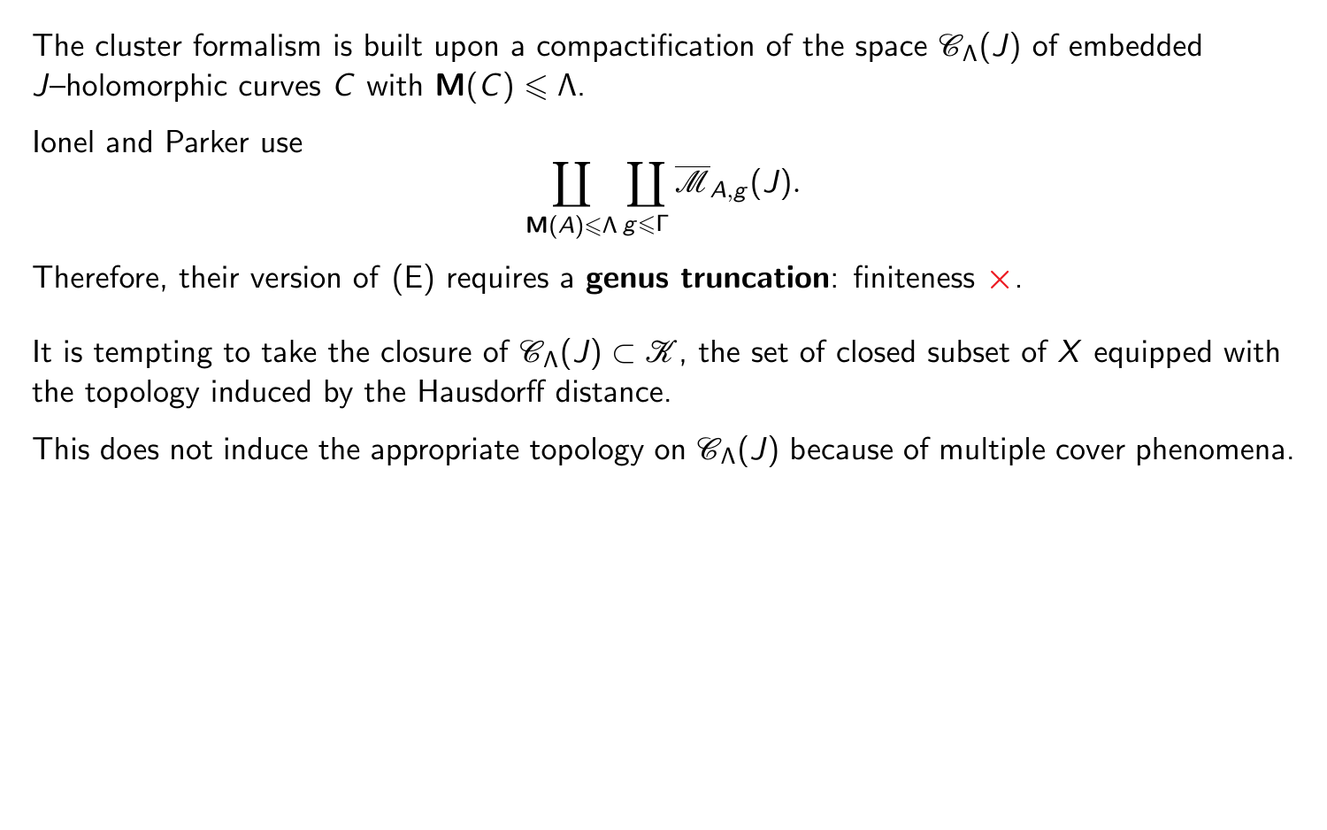The cluster formalism is built upon a compactification of the space $\mathscr{C}_\Lambda(J)$ of embedded $J$–holomorphic curves $C$ with $\mathbf{M}(C) \leqslant \Lambda$.

Ionel and Parker use

$$\coprod_{\mathbf{M}(A)\leqslant\Lambda} \coprod_{g\leqslant\Gamma} \overline{\mathscr{M}}_{A,g}(J).$$

Therefore, their version of (E) requires a **genus truncation**: finiteness $\times$.

It is tempting to take the closure of $\mathscr{C}_\Lambda(J) \subset \mathscr{K}$, the set of closed subset of $X$ equipped with the topology induced by the Hausdorff distance.

This does not induce the appropriate topology on $\mathscr{C}_\Lambda(J)$ because of multiple cover phenomena.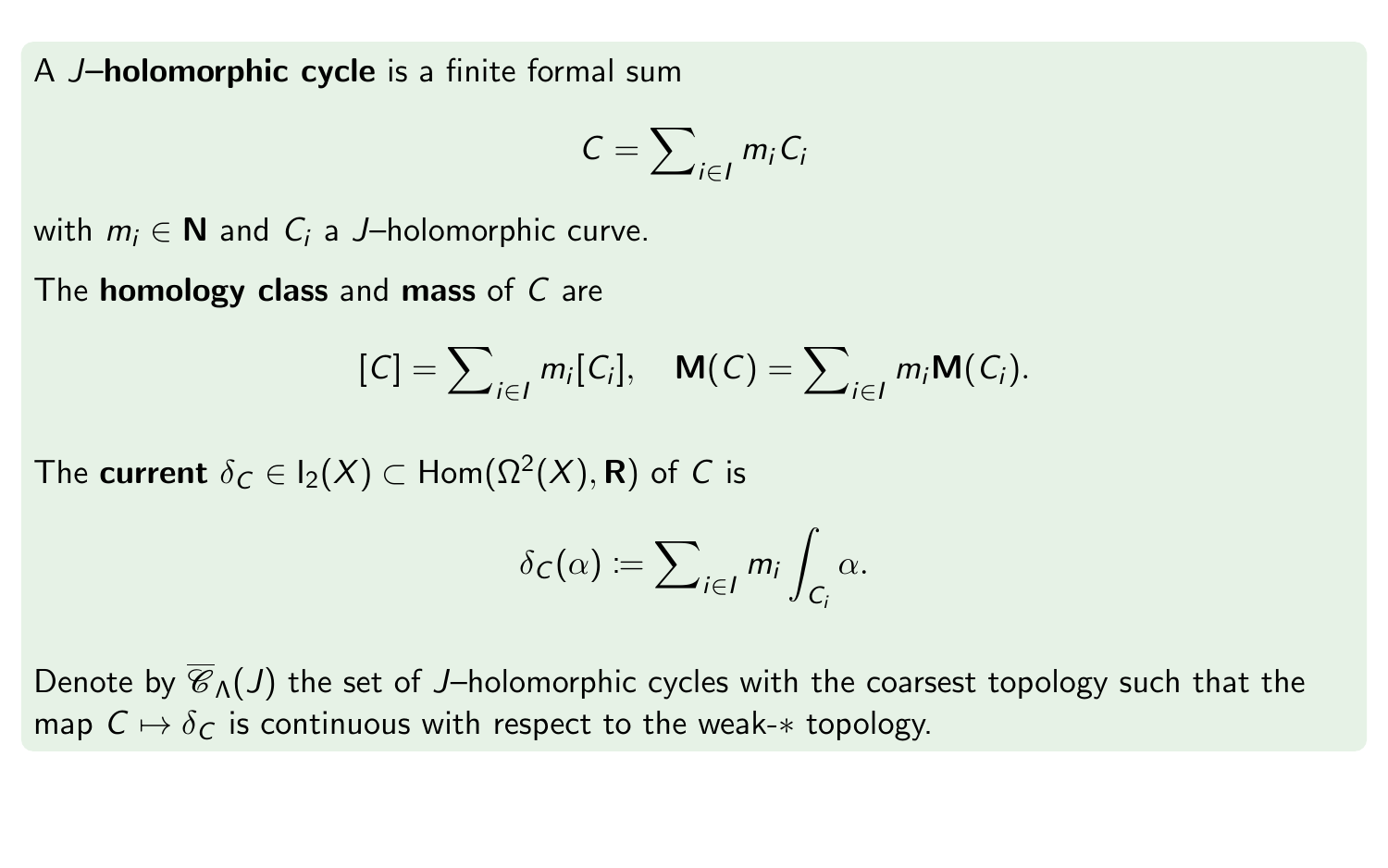A $J$–**holomorphic cycle** is a finite formal sum

$$C = \sum_{i \in I} m_i C_i$$

with $m_i \in \mathbf{N}$ and $C_i$ a $J$–holomorphic curve.

The **homology class** and **mass** of $C$ are

$$[C] = \sum_{i \in I} m_i [C_i], \quad \mathbf{M}(C) = \sum_{i \in I} m_i \mathbf{M}(C_i).$$

The **current** $\delta_C \in \mathrm{I}_2(X) \subset \mathrm{Hom}(\Omega^2(X), \mathbf{R})$ of $C$ is

$$\delta_C(\alpha) := \sum_{i \in I} m_i \int_{C_i} \alpha.$$

Denote by $\overline{\mathscr{C}}_\Lambda(J)$ the set of $J$–holomorphic cycles with the coarsest topology such that the map $C \mapsto \delta_C$ is continuous with respect to the weak-$*$ topology.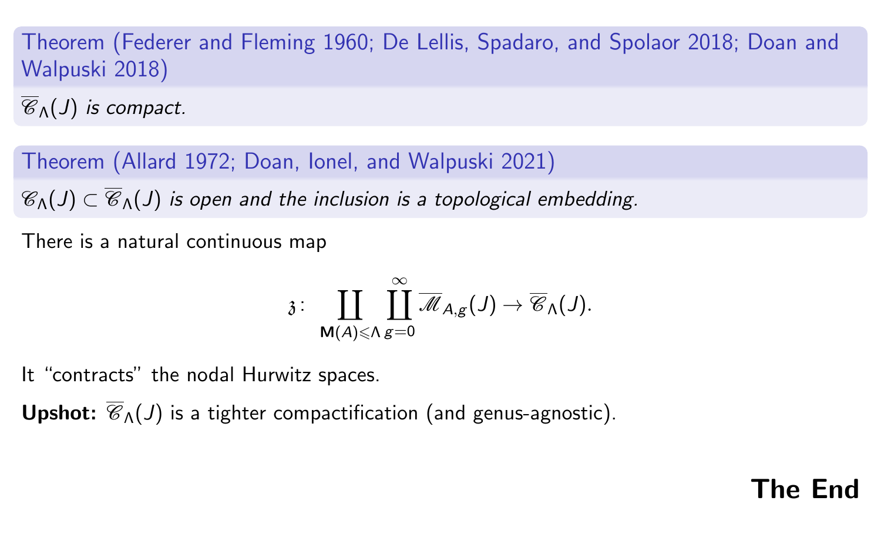**Theorem (Federer and Fleming 1960; De Lellis, Spadaro, and Spolaor 2018; Doan and Walpuski 2018)**

*$\overline{\mathscr{C}}_\Lambda(J)$ is compact.*

**Theorem (Allard 1972; Doan, Ionel, and Walpuski 2021)**

*$\mathscr{C}_\Lambda(J) \subset \overline{\mathscr{C}}_\Lambda(J)$ is open and the inclusion is a topological embedding.*

There is a natural continuous map

$$\mathfrak{z}\colon \coprod_{\mathbf{M}(A)\leqslant\Lambda} \coprod_{g=0}^{\infty} \overline{\mathscr{M}}_{A,g}(J) \to \overline{\mathscr{C}}_\Lambda(J).$$

It "contracts" the nodal Hurwitz spaces.

**Upshot:** $\overline{\mathscr{C}}_\Lambda(J)$ is a tighter compactification (and genus-agnostic).

**The End**